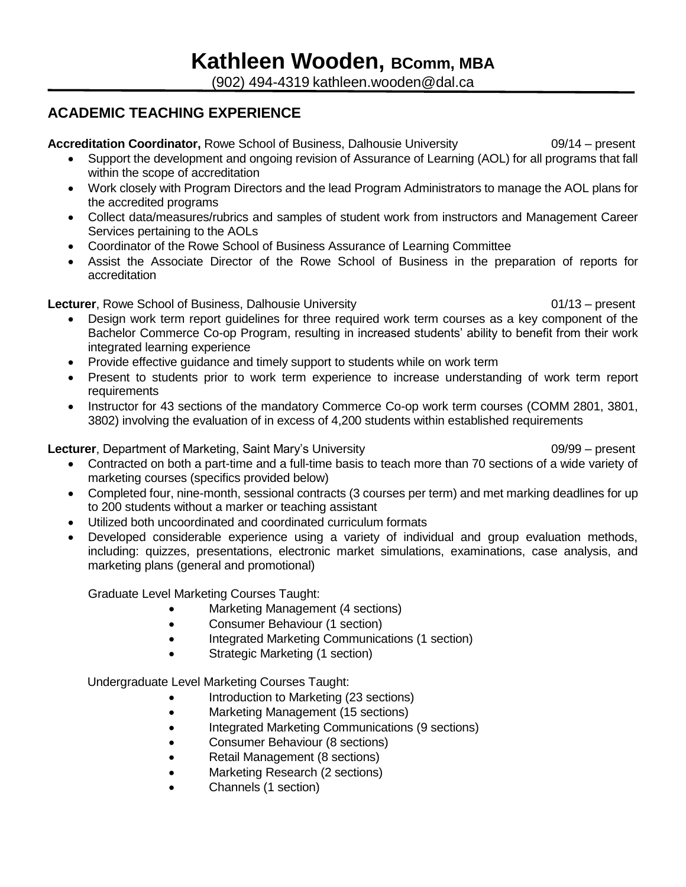# Kathleen Wooden, BComm, MBA

(902) 494-4319 kathleen.wooden@dal.ca

## ACADEMIC TEACHING EXPERIENCE

**Accreditation Coordinator,** Rowe School of Business, Dalhousie University 09/14 – present

- Support the development and ongoing revision of Assurance of Learning (AOL) for all programs that fall within the scope of accreditation
- Work closely with Program Directors and the lead Program Administrators to manage the AOL plans for the accredited programs
- Collect data/measures/rubrics and samples of student work from instructors and Management Career Services pertaining to the AOLs
- Coordinator of the Rowe School of Business Assurance of Learning Committee
- Assist the Associate Director of the Rowe School of Business in the preparation of reports for accreditation

**Lecturer**, Rowe School of Business, Dalhousie University 01/13 – present

- Design work term report guidelines for three required work term courses as a key component of the Bachelor Commerce Co-op Program, resulting in increased students' ability to benefit from their work integrated learning experience
- Provide effective guidance and timely support to students while on work term
- Present to students prior to work term experience to increase understanding of work term report requirements
- Instructor for 43 sections of the mandatory Commerce Co-op work term courses (COMM 2801, 3801, 3802) involving the evaluation of in excess of 4,200 students within established requirements

**Lecturer**, Department of Marketing, Saint Mary's University 09/99 – present

- Contracted on both a part-time and a full-time basis to teach more than 70 sections of a wide variety of marketing courses (specifics provided below)
- Completed four, nine-month, sessional contracts (3 courses per term) and met marking deadlines for up to 200 students without a marker or teaching assistant
- Utilized both uncoordinated and coordinated curriculum formats
- Developed considerable experience using a variety of individual and group evaluation methods, including: quizzes, presentations, electronic market simulations, examinations, case analysis, and marketing plans (general and promotional)

Graduate Level Marketing Courses Taught:

- Marketing Management (4 sections)
- Consumer Behaviour (1 section)
- Integrated Marketing Communications (1 section)
- Strategic Marketing (1 section)

Undergraduate Level Marketing Courses Taught:

- Introduction to Marketing (23 sections)
- Marketing Management (15 sections)
- Integrated Marketing Communications (9 sections)
- Consumer Behaviour (8 sections)
- Retail Management (8 sections)
- Marketing Research (2 sections)
- Channels (1 section)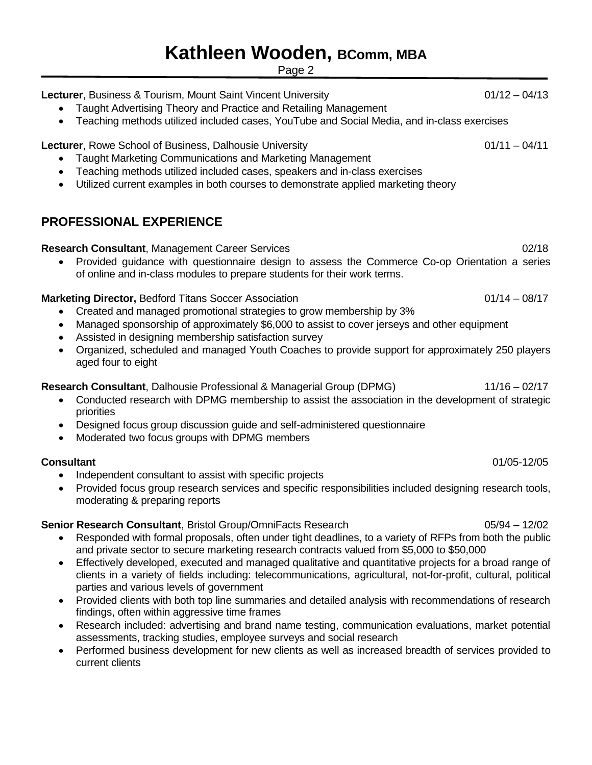**Lecturer**, Business & Tourism, Mount Saint Vincent University 01/12 – 04/13

- Taught Advertising Theory and Practice and Retailing Management
- Teaching methods utilized included cases, YouTube and Social Media, and in-class exercises

**Lecturer**, Rowe School of Business, Dalhousie University 01/11 – 04/11

- Taught Marketing Communications and Marketing Management
- Teaching methods utilized included cases, speakers and in-class exercises
- Utilized current examples in both courses to demonstrate applied marketing theory

## PROFESSIONAL EXPERIENCE

**Research Consultant**, Management Career Services 02/18

- Provided guidance with questionnaire design to assess the Commerce Co-op Orientation a series of online and in-class modules to prepare students for their work terms.

**Marketing Director,** Bedford Titans Soccer Association 01/14 – 08/17

- Created and managed promotional strategies to grow membership by 3%
- Managed sponsorship of approximately $6,000 to assist to cover jerseys and other equipment
- Assisted in designing membership satisfaction survey
- Organized, scheduled and managed Youth Coaches to provide support for approximately 250 players aged four to eight

**Research Consultant**, Dalhousie Professional & Managerial Group (DPMG) 11/16 – 02/17

- Conducted research with DPMG membership to assist the association in the development of strategic priorities
- Designed focus group discussion guide and self-administered questionnaire
- Moderated two focus groups with DPMG members

**Consultant** 01/05-12/05

- Independent consultant to assist with specific projects
- Provided focus group research services and specific responsibilities included designing research tools, moderating & preparing reports

**Senior Research Consultant**, Bristol Group/OmniFacts Research 05/94 – 12/02

- Responded with formal proposals, often under tight deadlines, to a variety of RFPs from both the public and private sector to secure marketing research contracts valued from $5,000 to $50,000
- Effectively developed, executed and managed qualitative and quantitative projects for a broad range of clients in a variety of fields including: telecommunications, agricultural, not-for-profit, cultural, political parties and various levels of government
- Provided clients with both top line summaries and detailed analysis with recommendations of research findings, often within aggressive time frames
- Research included: advertising and brand name testing, communication evaluations, market potential assessments, tracking studies, employee surveys and social research
- Performed business development for new clients as well as increased breadth of services provided to current clients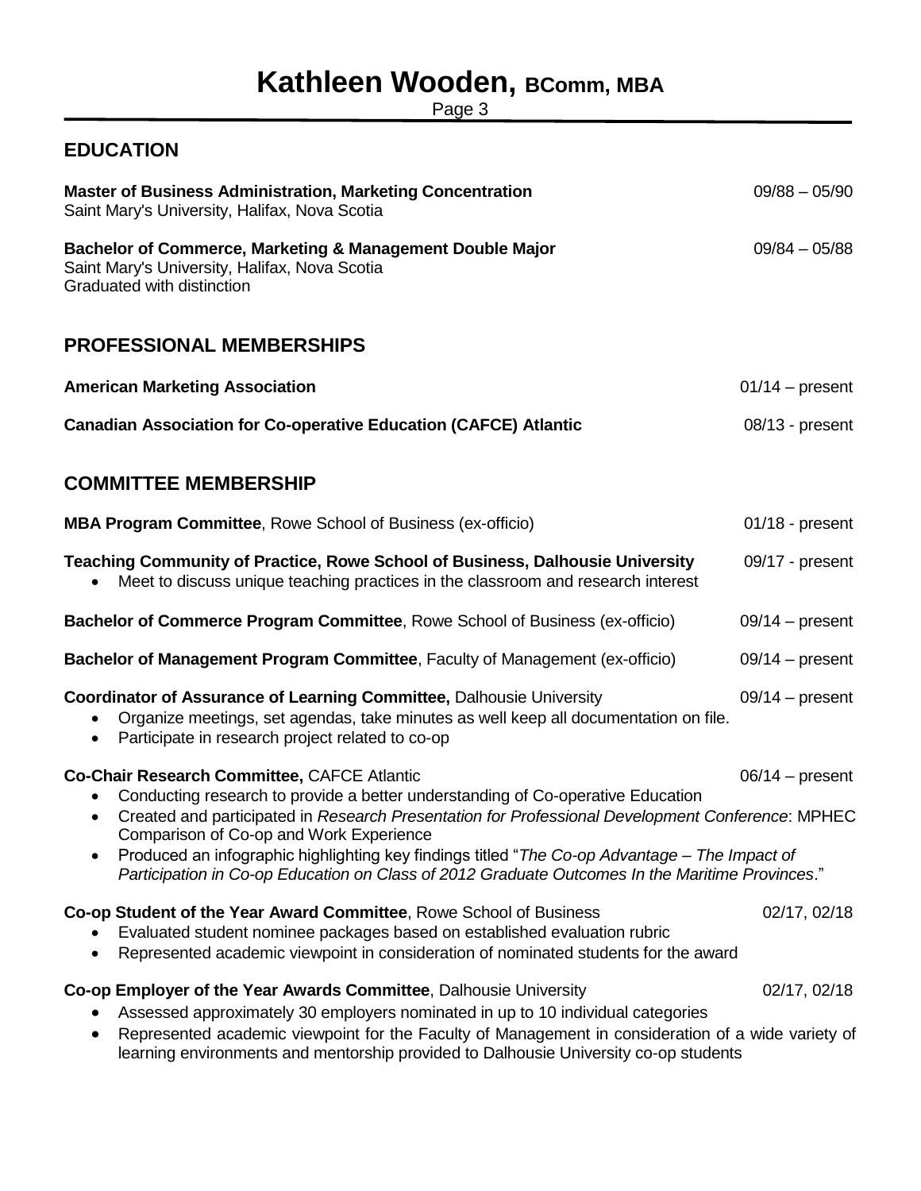## EDUCATION

**Master of Business Administration, Marketing Concentration** 09/88 – 05/90
Saint Mary's University, Halifax, Nova Scotia

**Bachelor of Commerce, Marketing & Management Double Major** 09/84 – 05/88
Saint Mary's University, Halifax, Nova Scotia
Graduated with distinction

## PROFESSIONAL MEMBERSHIPS

**American Marketing Association** 01/14 – present

**Canadian Association for Co-operative Education (CAFCE) Atlantic** 08/13 - present

## COMMITTEE MEMBERSHIP

**MBA Program Committee**, Rowe School of Business (ex-officio) 01/18 - present

**Teaching Community of Practice, Rowe School of Business, Dalhousie University** 09/17 - present

- Meet to discuss unique teaching practices in the classroom and research interest

**Bachelor of Commerce Program Committee**, Rowe School of Business (ex-officio) 09/14 – present

**Bachelor of Management Program Committee**, Faculty of Management (ex-officio) 09/14 – present

**Coordinator of Assurance of Learning Committee,** Dalhousie University 09/14 – present

- Organize meetings, set agendas, take minutes as well keep all documentation on file.
- Participate in research project related to co-op

**Co-Chair Research Committee,** CAFCE Atlantic 06/14 – present

- Conducting research to provide a better understanding of Co-operative Education
- Created and participated in *Research Presentation for Professional Development Conference*: MPHEC Comparison of Co-op and Work Experience
- Produced an infographic highlighting key findings titled "*The Co-op Advantage – The Impact of Participation in Co-op Education on Class of 2012 Graduate Outcomes In the Maritime Provinces*."

**Co-op Student of the Year Award Committee**, Rowe School of Business 02/17, 02/18

- Evaluated student nominee packages based on established evaluation rubric
- Represented academic viewpoint in consideration of nominated students for the award

**Co-op Employer of the Year Awards Committee**, Dalhousie University 02/17, 02/18

- Assessed approximately 30 employers nominated in up to 10 individual categories
- Represented academic viewpoint for the Faculty of Management in consideration of a wide variety of learning environments and mentorship provided to Dalhousie University co-op students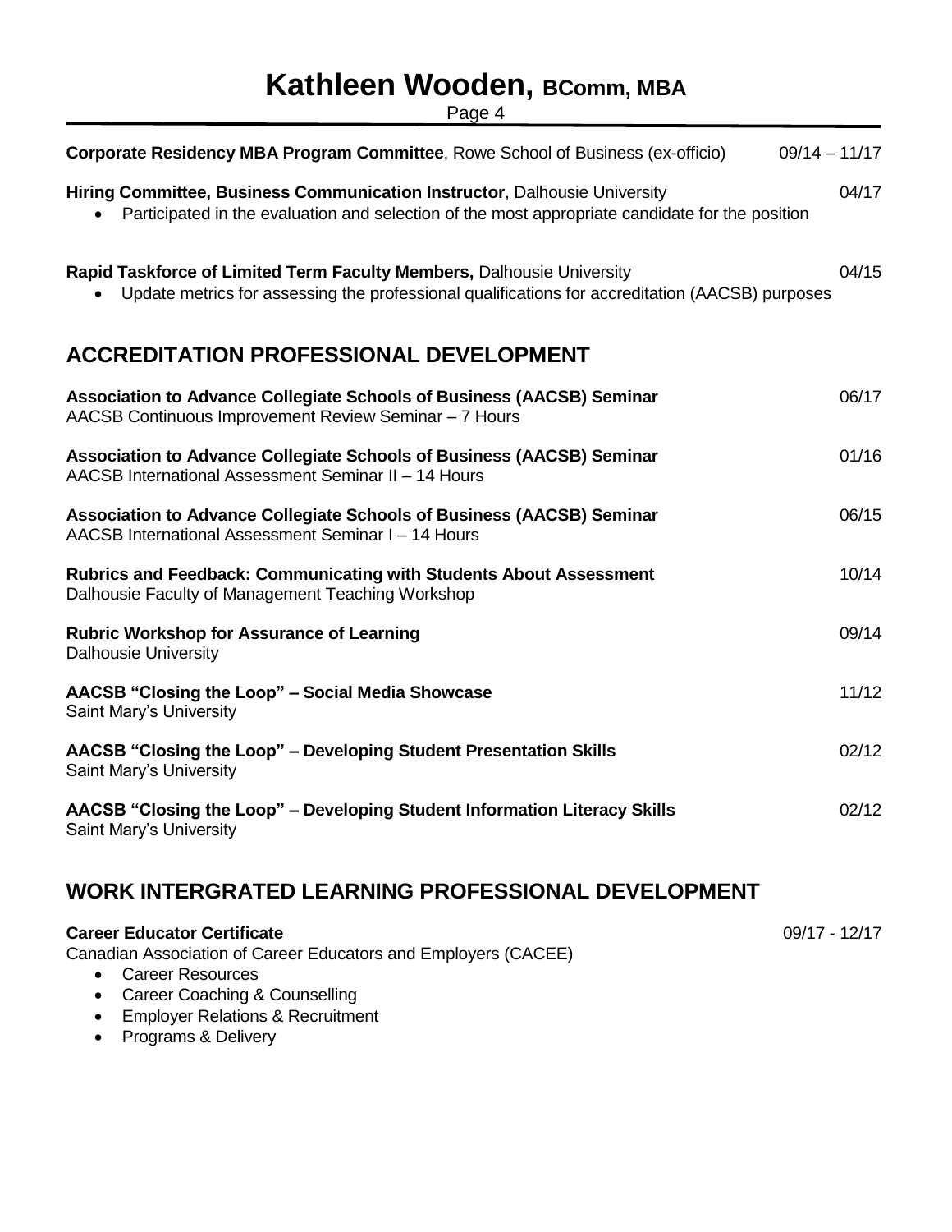**Corporate Residency MBA Program Committee**, Rowe School of Business (ex-officio) 09/14 – 11/17

**Hiring Committee, Business Communication Instructor**, Dalhousie University 04/17

- Participated in the evaluation and selection of the most appropriate candidate for the position

**Rapid Taskforce of Limited Term Faculty Members,** Dalhousie University 04/15

- Update metrics for assessing the professional qualifications for accreditation (AACSB) purposes

## ACCREDITATION PROFESSIONAL DEVELOPMENT

**Association to Advance Collegiate Schools of Business (AACSB) Seminar** 06/17
AACSB Continuous Improvement Review Seminar – 7 Hours

**Association to Advance Collegiate Schools of Business (AACSB) Seminar** 01/16
AACSB International Assessment Seminar II – 14 Hours

**Association to Advance Collegiate Schools of Business (AACSB) Seminar** 06/15
AACSB International Assessment Seminar I – 14 Hours

**Rubrics and Feedback: Communicating with Students About Assessment** 10/14
Dalhousie Faculty of Management Teaching Workshop

**Rubric Workshop for Assurance of Learning** 09/14
Dalhousie University

**AACSB "Closing the Loop" – Social Media Showcase** 11/12
Saint Mary's University

**AACSB "Closing the Loop" – Developing Student Presentation Skills** 02/12
Saint Mary's University

**AACSB "Closing the Loop" – Developing Student Information Literacy Skills** 02/12
Saint Mary's University

## WORK INTERGRATED LEARNING PROFESSIONAL DEVELOPMENT

**Career Educator Certificate** 09/17 - 12/17
Canadian Association of Career Educators and Employers (CACEE)

- Career Resources
- Career Coaching & Counselling
- Employer Relations & Recruitment
- Programs & Delivery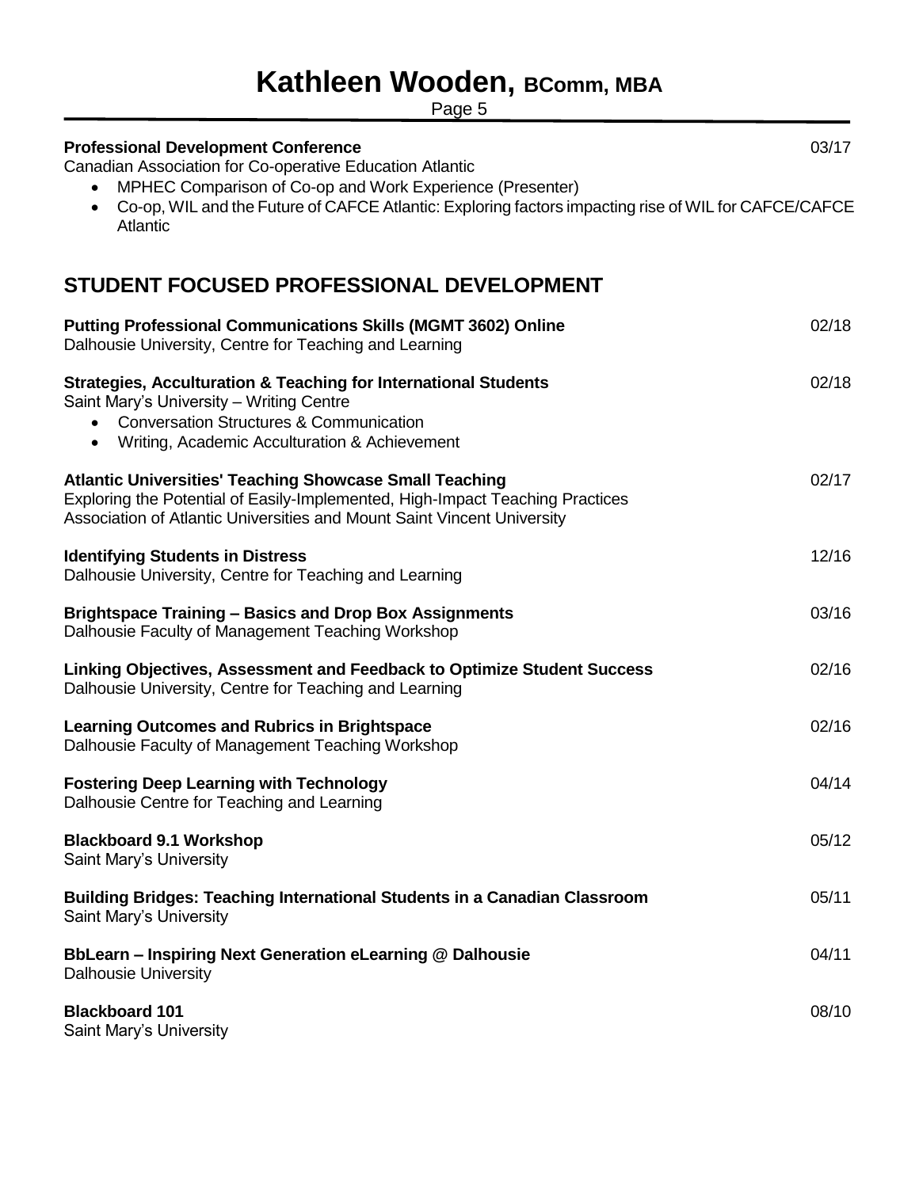**Professional Development Conference** 03/17
Canadian Association for Co-operative Education Atlantic

- MPHEC Comparison of Co-op and Work Experience (Presenter)
- Co-op, WIL and the Future of CAFCE Atlantic: Exploring factors impacting rise of WIL for CAFCE/CAFCE Atlantic

## STUDENT FOCUSED PROFESSIONAL DEVELOPMENT

**Putting Professional Communications Skills (MGMT 3602) Online** 02/18
Dalhousie University, Centre for Teaching and Learning

**Strategies, Acculturation & Teaching for International Students** 02/18
Saint Mary's University – Writing Centre

- Conversation Structures & Communication
- Writing, Academic Acculturation & Achievement

**Atlantic Universities' Teaching Showcase Small Teaching** 02/17
Exploring the Potential of Easily-Implemented, High-Impact Teaching Practices
Association of Atlantic Universities and Mount Saint Vincent University

**Identifying Students in Distress** 12/16
Dalhousie University, Centre for Teaching and Learning

**Brightspace Training – Basics and Drop Box Assignments** 03/16
Dalhousie Faculty of Management Teaching Workshop

**Linking Objectives, Assessment and Feedback to Optimize Student Success** 02/16
Dalhousie University, Centre for Teaching and Learning

**Learning Outcomes and Rubrics in Brightspace** 02/16
Dalhousie Faculty of Management Teaching Workshop

**Fostering Deep Learning with Technology** 04/14
Dalhousie Centre for Teaching and Learning

**Blackboard 9.1 Workshop** 05/12
Saint Mary's University

**Building Bridges: Teaching International Students in a Canadian Classroom** 05/11
Saint Mary's University

**BbLearn – Inspiring Next Generation eLearning @ Dalhousie** 04/11
Dalhousie University

**Blackboard 101** 08/10
Saint Mary's University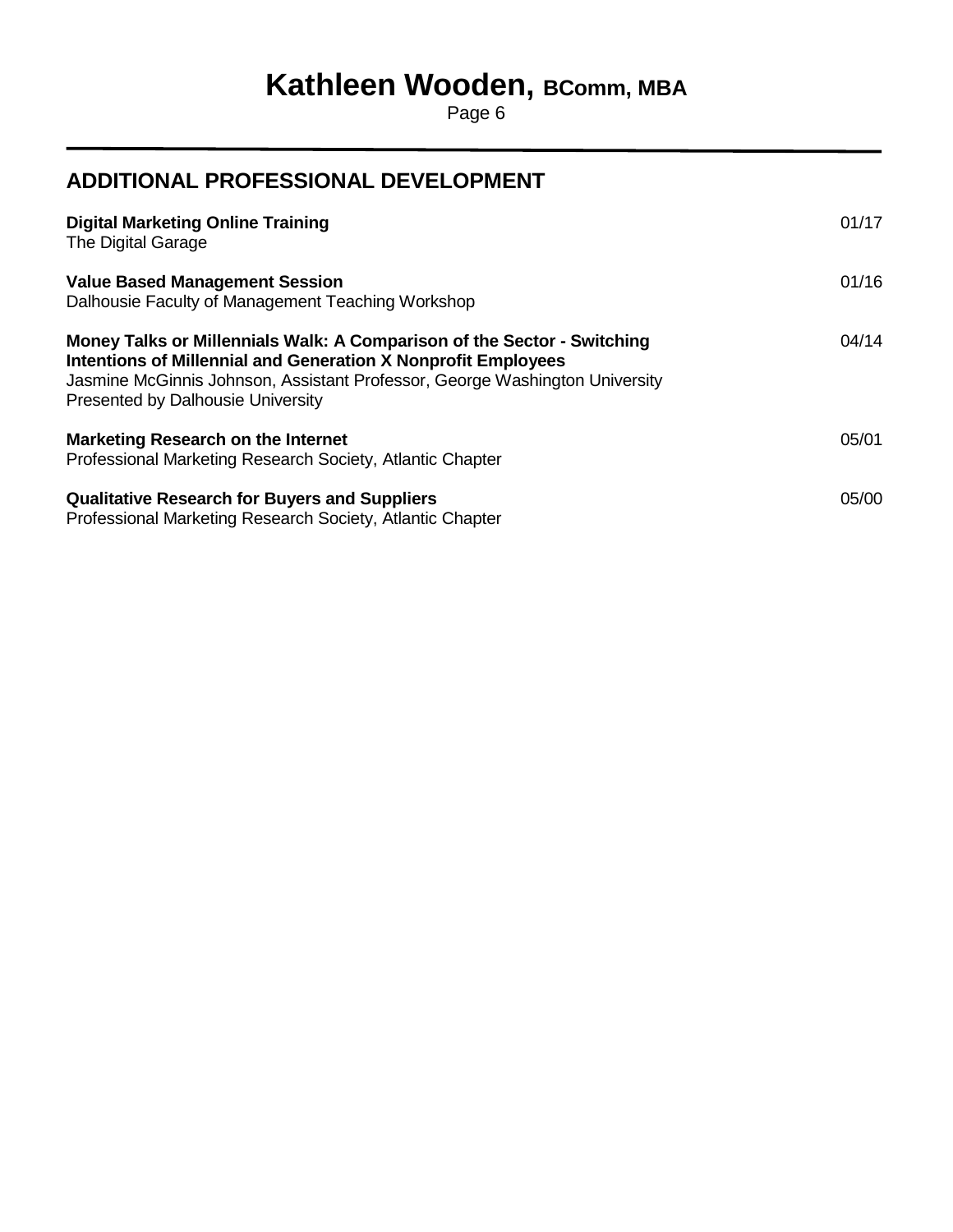## ADDITIONAL PROFESSIONAL DEVELOPMENT

**Digital Marketing Online Training** 01/17
The Digital Garage

**Value Based Management Session** 01/16
Dalhousie Faculty of Management Teaching Workshop

**Money Talks or Millennials Walk: A Comparison of the Sector - Switching Intentions of Millennial and Generation X Nonprofit Employees** 04/14
Jasmine McGinnis Johnson, Assistant Professor, George Washington University
Presented by Dalhousie University

**Marketing Research on the Internet** 05/01
Professional Marketing Research Society, Atlantic Chapter

**Qualitative Research for Buyers and Suppliers** 05/00
Professional Marketing Research Society, Atlantic Chapter